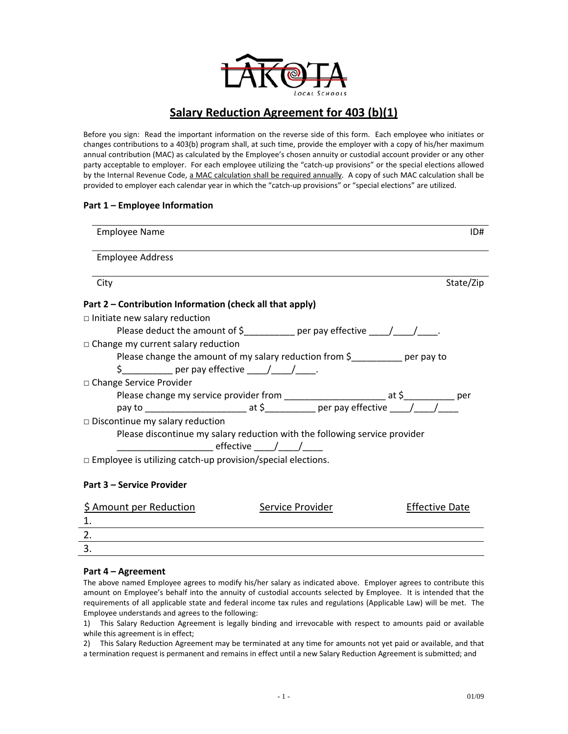LAKOTA Local Schools

# Salary Reduction Agreement for 403 (b)(1)

Before you sign: Read the important information on the reverse side of this form. Each employee who initiates or changes contributions to a 403(b) program shall, at such time, provide the employer with a copy of his/her maximum annual contribution (MAC) as calculated by the Employee's chosen annuity or custodial account provider or any other party acceptable to employer. For each employee utilizing the "catch-up provisions" or the special elections allowed by the Internal Revenue Code, a MAC calculation shall be required annually. A copy of such MAC calculation shall be provided to employer each calendar year in which the "catch-up provisions" or "special elections" are utilized.

### Part 1 – Employee Information

Employee Name ID#

Employee Address

City State/Zip

### Part 2 – Contribution Information (check all that apply)

□ Initiate new salary reduction
Please deduct the amount of $__________ per pay effective ____/____/____.

□ Change my current salary reduction
Please change the amount of my salary reduction from $__________ per pay to $__________ per pay effective ____/____/____.

□ Change Service Provider
Please change my service provider from ____________________ at $__________ per pay to ____________________ at $__________ per pay effective ____/____/____

□ Discontinue my salary reduction
Please discontinue my salary reduction with the following service provider ___________________ effective ____/____/____

□ Employee is utilizing catch-up provision/special elections.

### Part 3 – Service Provider

| $ Amount per Reduction | Service Provider | Effective Date |
|---|---|---|
| 1. | | |
| 2. | | |
| 3. | | |

### Part 4 – Agreement

The above named Employee agrees to modify his/her salary as indicated above. Employer agrees to contribute this amount on Employee's behalf into the annuity of custodial accounts selected by Employee. It is intended that the requirements of all applicable state and federal income tax rules and regulations (Applicable Law) will be met. The Employee understands and agrees to the following:

1) This Salary Reduction Agreement is legally binding and irrevocable with respect to amounts paid or available while this agreement is in effect;
2) This Salary Reduction Agreement may be terminated at any time for amounts not yet paid or available, and that a termination request is permanent and remains in effect until a new Salary Reduction Agreement is submitted; and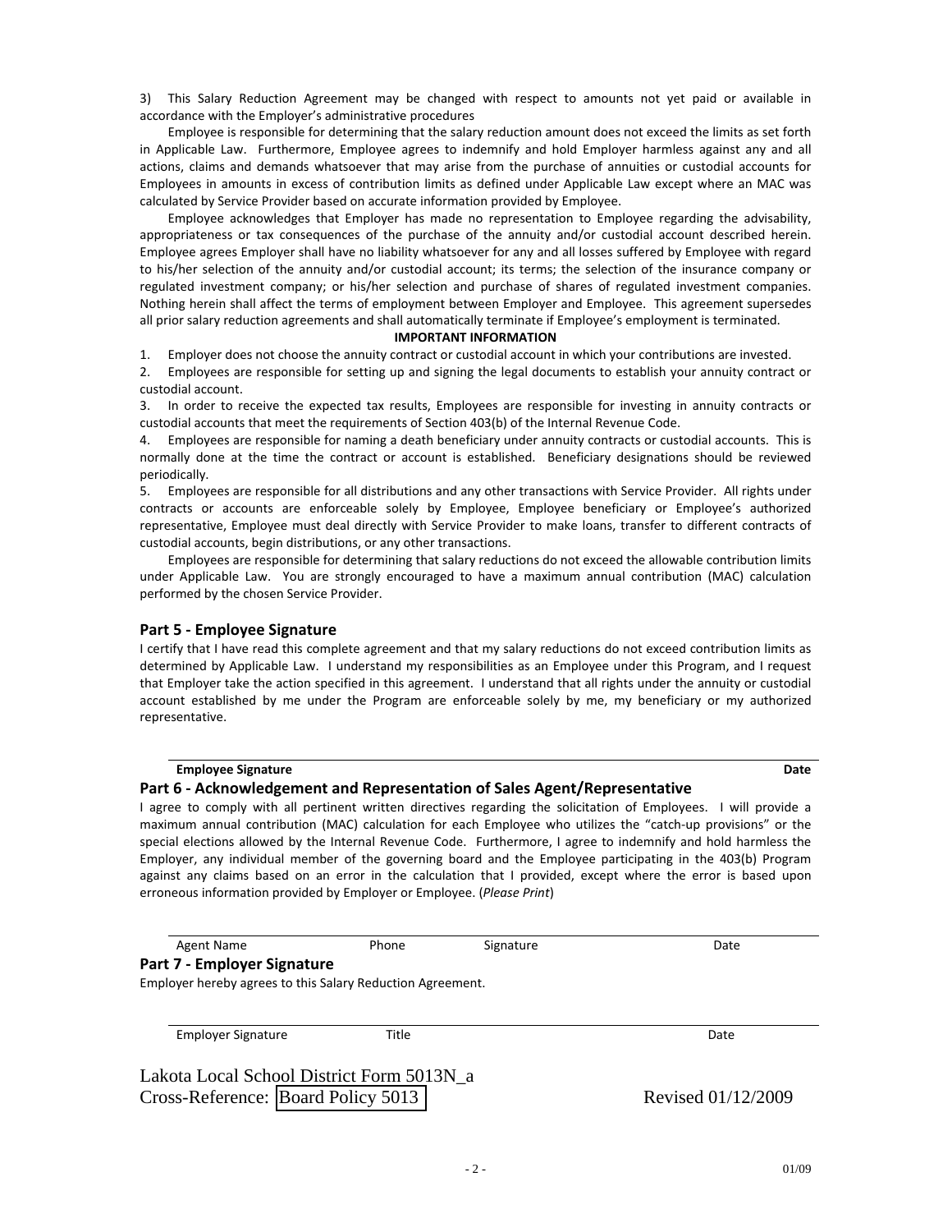3) This Salary Reduction Agreement may be changed with respect to amounts not yet paid or available in accordance with the Employer's administrative procedures

Employee is responsible for determining that the salary reduction amount does not exceed the limits as set forth in Applicable Law. Furthermore, Employee agrees to indemnify and hold Employer harmless against any and all actions, claims and demands whatsoever that may arise from the purchase of annuities or custodial accounts for Employees in amounts in excess of contribution limits as defined under Applicable Law except where an MAC was calculated by Service Provider based on accurate information provided by Employee.

Employee acknowledges that Employer has made no representation to Employee regarding the advisability, appropriateness or tax consequences of the purchase of the annuity and/or custodial account described herein. Employee agrees Employer shall have no liability whatsoever for any and all losses suffered by Employee with regard to his/her selection of the annuity and/or custodial account; its terms; the selection of the insurance company or regulated investment company; or his/her selection and purchase of shares of regulated investment companies. Nothing herein shall affect the terms of employment between Employer and Employee. This agreement supersedes all prior salary reduction agreements and shall automatically terminate if Employee's employment is terminated.

**IMPORTANT INFORMATION**

1. Employer does not choose the annuity contract or custodial account in which your contributions are invested.
2. Employees are responsible for setting up and signing the legal documents to establish your annuity contract or custodial account.
3. In order to receive the expected tax results, Employees are responsible for investing in annuity contracts or custodial accounts that meet the requirements of Section 403(b) of the Internal Revenue Code.
4. Employees are responsible for naming a death beneficiary under annuity contracts or custodial accounts. This is normally done at the time the contract or account is established. Beneficiary designations should be reviewed periodically.
5. Employees are responsible for all distributions and any other transactions with Service Provider. All rights under contracts or accounts are enforceable solely by Employee, Employee beneficiary or Employee's authorized representative, Employee must deal directly with Service Provider to make loans, transfer to different contracts of custodial accounts, begin distributions, or any other transactions.

Employees are responsible for determining that salary reductions do not exceed the allowable contribution limits under Applicable Law. You are strongly encouraged to have a maximum annual contribution (MAC) calculation performed by the chosen Service Provider.

## Part 5 - Employee Signature

I certify that I have read this complete agreement and that my salary reductions do not exceed contribution limits as determined by Applicable Law. I understand my responsibilities as an Employee under this Program, and I request that Employer take the action specified in this agreement. I understand that all rights under the annuity or custodial account established by me under the Program are enforceable solely by me, my beneficiary or my authorized representative.

**Employee Signature** **Date**

## Part 6 - Acknowledgement and Representation of Sales Agent/Representative

I agree to comply with all pertinent written directives regarding the solicitation of Employees. I will provide a maximum annual contribution (MAC) calculation for each Employee who utilizes the "catch-up provisions" or the special elections allowed by the Internal Revenue Code. Furthermore, I agree to indemnify and hold harmless the Employer, any individual member of the governing board and the Employee participating in the 403(b) Program against any claims based on an error in the calculation that I provided, except where the error is based upon erroneous information provided by Employer or Employee. (*Please Print*)

Agent Name Phone Signature Date

## Part 7 - Employer Signature

Employer hereby agrees to this Salary Reduction Agreement.

Employer Signature Title Date

Lakota Local School District Form 5013N_a
Cross-Reference: Board Policy 5013 Revised 01/12/2009